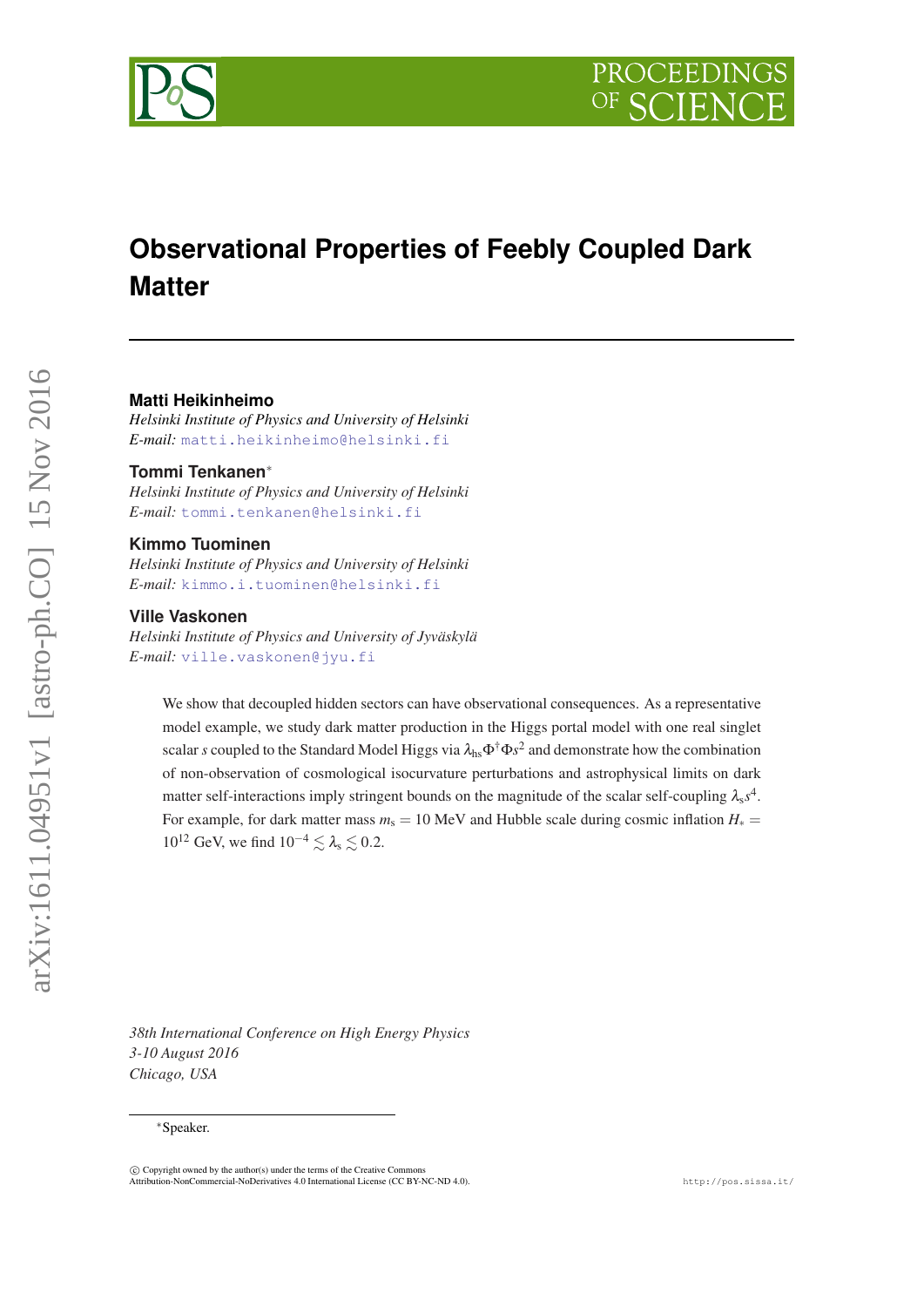# Observational Properties of Feebly Coupled Dark Matter

**Matti Heikinheimo**
*Helsinki Institute of Physics and University of Helsinki*
*E-mail:* matti.heikinheimo@helsinki.fi

**Tommi Tenkanen***
*Helsinki Institute of Physics and University of Helsinki*
*E-mail:* tommi.tenkanen@helsinki.fi

**Kimmo Tuominen**
*Helsinki Institute of Physics and University of Helsinki*
*E-mail:* kimmo.i.tuominen@helsinki.fi

**Ville Vaskonen**
*Helsinki Institute of Physics and University of Jyväskylä*
*E-mail:* ville.vaskonen@jyu.fi

We show that decoupled hidden sectors can have observational consequences. As a representative model example, we study dark matter production in the Higgs portal model with one real singlet scalar $s$ coupled to the Standard Model Higgs via $\lambda_{\rm hs}\Phi^\dagger\Phi s^2$ and demonstrate how the combination of non-observation of cosmological isocurvature perturbations and astrophysical limits on dark matter self-interactions imply stringent bounds on the magnitude of the scalar self-coupling $\lambda_{\rm s}s^4$. For example, for dark matter mass $m_{\rm s} = 10$ MeV and Hubble scale during cosmic inflation $H_* = 10^{12}$ GeV, we find $10^{-4} \lesssim \lambda_{\rm s} \lesssim 0.2$.

*38th International Conference on High Energy Physics*
*3-10 August 2016*
*Chicago, USA*

*Speaker.

© Copyright owned by the author(s) under the terms of the Creative Commons Attribution-NonCommercial-NoDerivatives 4.0 International License (CC BY-NC-ND 4.0).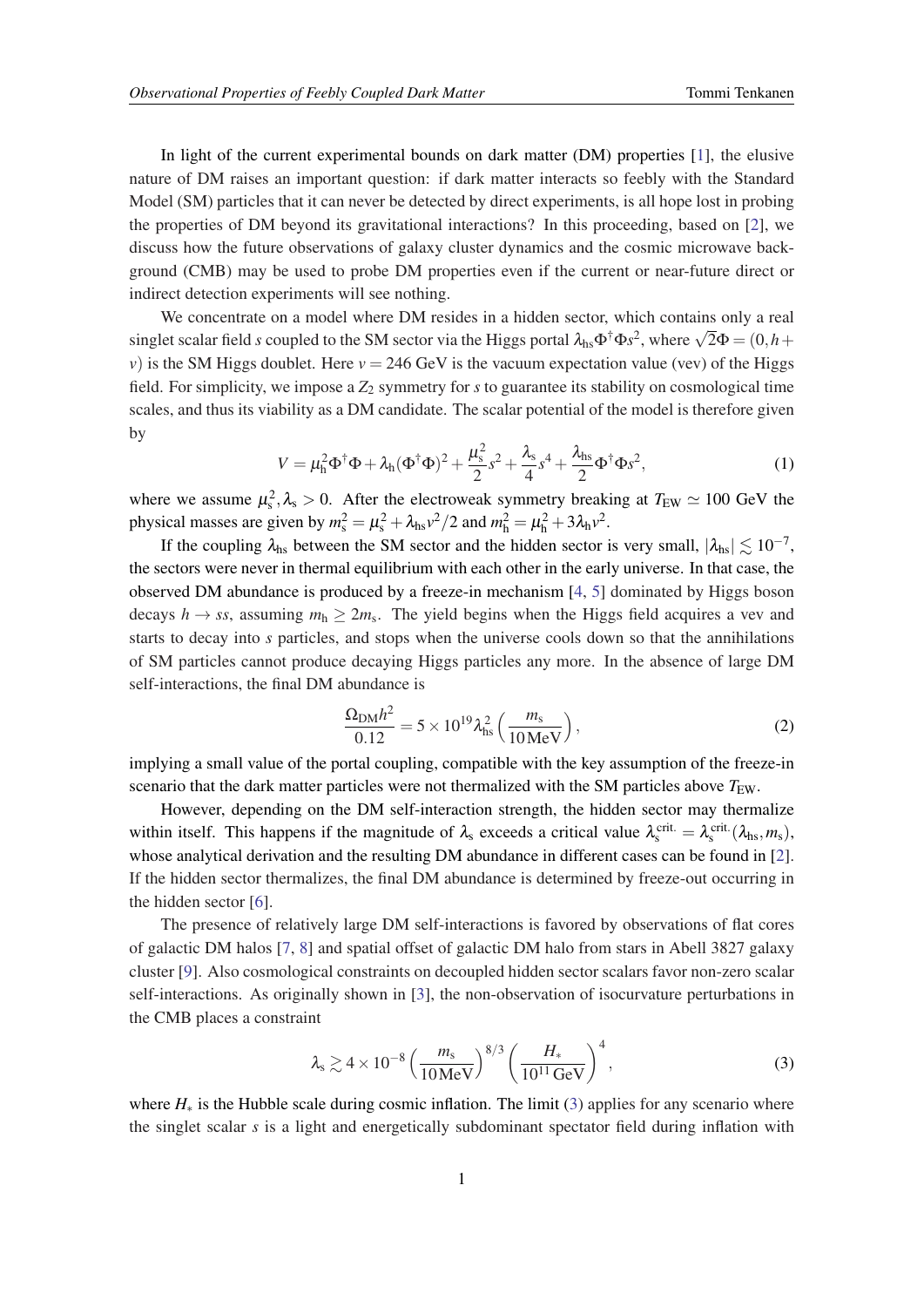In light of the current experimental bounds on dark matter (DM) properties [1], the elusive nature of DM raises an important question: if dark matter interacts so feebly with the Standard Model (SM) particles that it can never be detected by direct experiments, is all hope lost in probing the properties of DM beyond its gravitational interactions? In this proceeding, based on [2], we discuss how the future observations of galaxy cluster dynamics and the cosmic microwave background (CMB) may be used to probe DM properties even if the current or near-future direct or indirect detection experiments will see nothing.

We concentrate on a model where DM resides in a hidden sector, which contains only a real singlet scalar field $s$ coupled to the SM sector via the Higgs portal $\lambda_{\rm hs}\Phi^\dagger\Phi s^2$, where $\sqrt{2}\Phi = (0, h + v)$ is the SM Higgs doublet. Here $v = 246$ GeV is the vacuum expectation value (vev) of the Higgs field. For simplicity, we impose a $Z_2$ symmetry for $s$ to guarantee its stability on cosmological time scales, and thus its viability as a DM candidate. The scalar potential of the model is therefore given by

$$V = \mu_{\rm h}^2\Phi^\dagger\Phi + \lambda_{\rm h}(\Phi^\dagger\Phi)^2 + \frac{\mu_{\rm s}^2}{2}s^2 + \frac{\lambda_{\rm s}}{4}s^4 + \frac{\lambda_{\rm hs}}{2}\Phi^\dagger\Phi s^2, \tag{1}$$

where we assume $\mu_{\rm s}^2, \lambda_{\rm s} > 0$. After the electroweak symmetry breaking at $T_{\rm EW} \simeq 100$ GeV the physical masses are given by $m_{\rm s}^2 = \mu_{\rm s}^2 + \lambda_{\rm hs}v^2/2$ and $m_{\rm h}^2 = \mu_{\rm h}^2 + 3\lambda_{\rm h}v^2$.

If the coupling $\lambda_{\rm hs}$ between the SM sector and the hidden sector is very small, $|\lambda_{\rm hs}| \lesssim 10^{-7}$, the sectors were never in thermal equilibrium with each other in the early universe. In that case, the observed DM abundance is produced by a freeze-in mechanism [4, 5] dominated by Higgs boson decays $h \to ss$, assuming $m_{\rm h} \geq 2m_{\rm s}$. The yield begins when the Higgs field acquires a vev and starts to decay into $s$ particles, and stops when the universe cools down so that the annihilations of SM particles cannot produce decaying Higgs particles any more. In the absence of large DM self-interactions, the final DM abundance is

$$\frac{\Omega_{\rm DM}h^2}{0.12} = 5 \times 10^{19}\lambda_{\rm hs}^2\left(\frac{m_{\rm s}}{10\,{\rm MeV}}\right), \tag{2}$$

implying a small value of the portal coupling, compatible with the key assumption of the freeze-in scenario that the dark matter particles were not thermalized with the SM particles above $T_{\rm EW}$.

However, depending on the DM self-interaction strength, the hidden sector may thermalize within itself. This happens if the magnitude of $\lambda_{\rm s}$ exceeds a critical value $\lambda_{\rm s}^{\rm crit.} = \lambda_{\rm s}^{\rm crit.}(\lambda_{\rm hs}, m_{\rm s})$, whose analytical derivation and the resulting DM abundance in different cases can be found in [2]. If the hidden sector thermalizes, the final DM abundance is determined by freeze-out occurring in the hidden sector [6].

The presence of relatively large DM self-interactions is favored by observations of flat cores of galactic DM halos [7, 8] and spatial offset of galactic DM halo from stars in Abell 3827 galaxy cluster [9]. Also cosmological constraints on decoupled hidden sector scalars favor non-zero scalar self-interactions. As originally shown in [3], the non-observation of isocurvature perturbations in the CMB places a constraint

$$\lambda_{\rm s} \gtrsim 4 \times 10^{-8}\left(\frac{m_{\rm s}}{10\,{\rm MeV}}\right)^{8/3}\left(\frac{H_*}{10^{11}\,{\rm GeV}}\right)^4, \tag{3}$$

where $H_*$ is the Hubble scale during cosmic inflation. The limit (3) applies for any scenario where the singlet scalar $s$ is a light and energetically subdominant spectator field during inflation with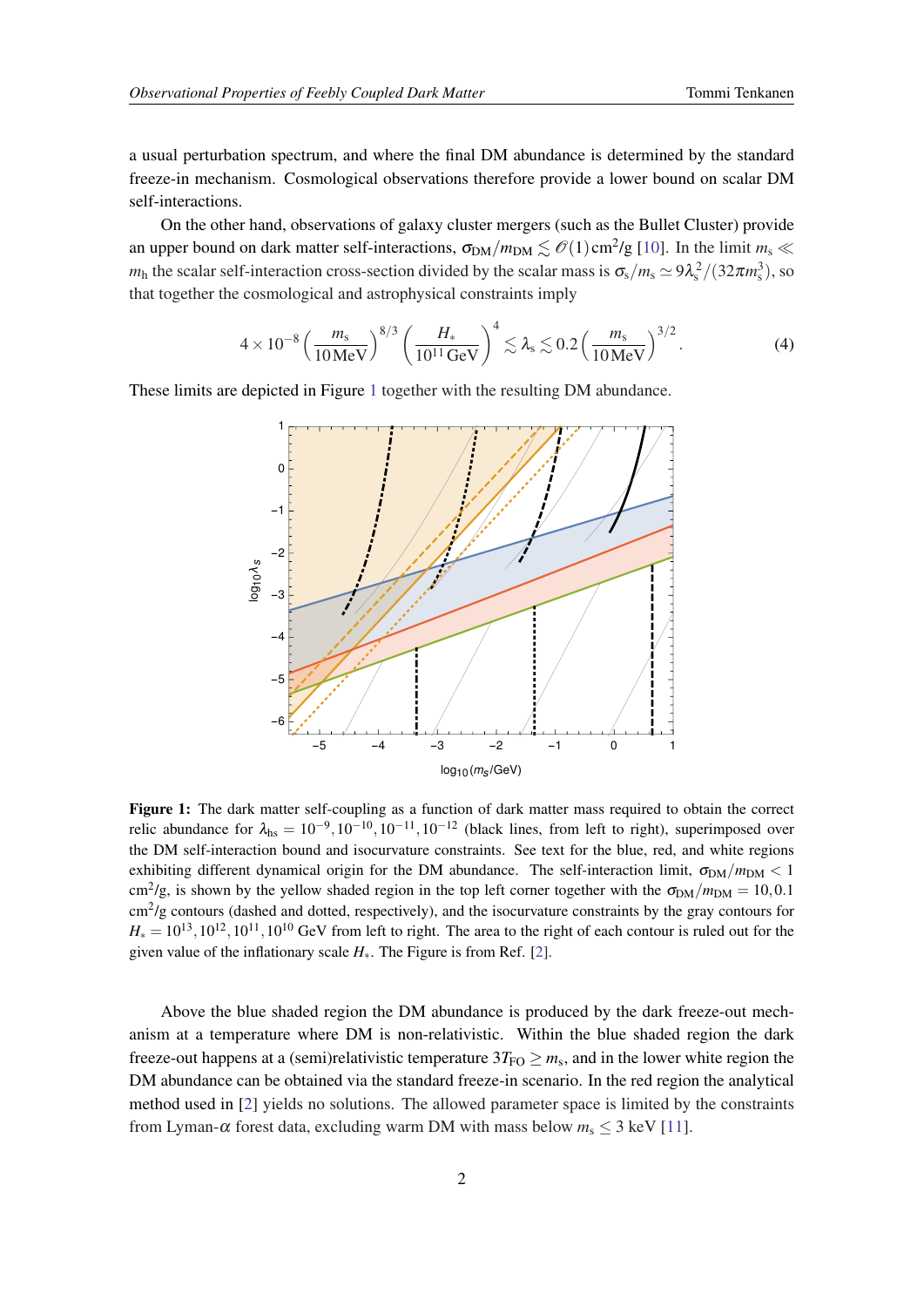a usual perturbation spectrum, and where the final DM abundance is determined by the standard freeze-in mechanism. Cosmological observations therefore provide a lower bound on scalar DM self-interactions.

On the other hand, observations of galaxy cluster mergers (such as the Bullet Cluster) provide an upper bound on dark matter self-interactions, $\sigma_{\rm DM}/m_{\rm DM} \lesssim \mathcal{O}(1)\,{\rm cm}^2/{\rm g}$ [10]. In the limit $m_s \ll m_h$ the scalar self-interaction cross-section divided by the scalar mass is $\sigma_s/m_s \simeq 9\lambda_s^2/(32\pi m_s^3)$, so that together the cosmological and astrophysical constraints imply

$$4\times 10^{-8}\left(\frac{m_s}{10\,{\rm MeV}}\right)^{8/3}\left(\frac{H_*}{10^{11}\,{\rm GeV}}\right)^4 \lesssim \lambda_s \lesssim 0.2\left(\frac{m_s}{10\,{\rm MeV}}\right)^{3/2}. \tag{4}$$

These limits are depicted in Figure 1 together with the resulting DM abundance.

**Figure 1:** The dark matter self-coupling as a function of dark matter mass required to obtain the correct relic abundance for $\lambda_{hs} = 10^{-9}, 10^{-10}, 10^{-11}, 10^{-12}$ (black lines, from left to right), superimposed over the DM self-interaction bound and isocurvature constraints. See text for the blue, red, and white regions exhibiting different dynamical origin for the DM abundance. The self-interaction limit, $\sigma_{\rm DM}/m_{\rm DM} < 1$ ${\rm cm}^2/{\rm g}$, is shown by the yellow shaded region in the top left corner together with the $\sigma_{\rm DM}/m_{\rm DM} = 10, 0.1$ ${\rm cm}^2/{\rm g}$ contours (dashed and dotted, respectively), and the isocurvature constraints by the gray contours for $H_* = 10^{13}, 10^{12}, 10^{11}, 10^{10}$ GeV from left to right. The area to the right of each contour is ruled out for the given value of the inflationary scale $H_*$. The Figure is from Ref. [2].

Above the blue shaded region the DM abundance is produced by the dark freeze-out mechanism at a temperature where DM is non-relativistic. Within the blue shaded region the dark freeze-out happens at a (semi)relativistic temperature $3T_{\rm FO} \geq m_s$, and in the lower white region the DM abundance can be obtained via the standard freeze-in scenario. In the red region the analytical method used in [2] yields no solutions. The allowed parameter space is limited by the constraints from Lyman-$\alpha$ forest data, excluding warm DM with mass below $m_s \leq 3$ keV [11].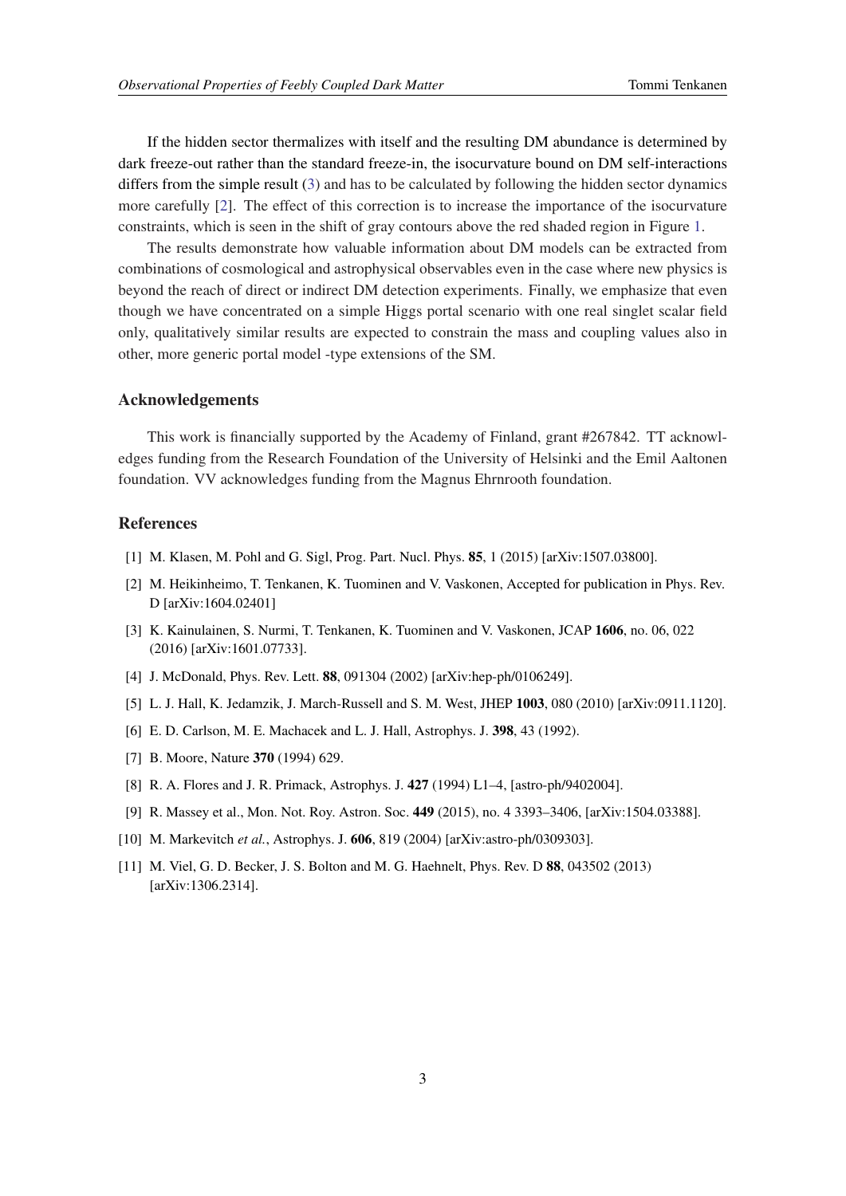If the hidden sector thermalizes with itself and the resulting DM abundance is determined by dark freeze-out rather than the standard freeze-in, the isocurvature bound on DM self-interactions differs from the simple result (3) and has to be calculated by following the hidden sector dynamics more carefully [2]. The effect of this correction is to increase the importance of the isocurvature constraints, which is seen in the shift of gray contours above the red shaded region in Figure 1.

The results demonstrate how valuable information about DM models can be extracted from combinations of cosmological and astrophysical observables even in the case where new physics is beyond the reach of direct or indirect DM detection experiments. Finally, we emphasize that even though we have concentrated on a simple Higgs portal scenario with one real singlet scalar field only, qualitatively similar results are expected to constrain the mass and coupling values also in other, more generic portal model -type extensions of the SM.

## Acknowledgements

This work is financially supported by the Academy of Finland, grant #267842. TT acknowledges funding from the Research Foundation of the University of Helsinki and the Emil Aaltonen foundation. VV acknowledges funding from the Magnus Ehrnrooth foundation.

## References

[1] M. Klasen, M. Pohl and G. Sigl, Prog. Part. Nucl. Phys. **85**, 1 (2015) [arXiv:1507.03800].

[2] M. Heikinheimo, T. Tenkanen, K. Tuominen and V. Vaskonen, Accepted for publication in Phys. Rev. D [arXiv:1604.02401]

[3] K. Kainulainen, S. Nurmi, T. Tenkanen, K. Tuominen and V. Vaskonen, JCAP **1606**, no. 06, 022 (2016) [arXiv:1601.07733].

[4] J. McDonald, Phys. Rev. Lett. **88**, 091304 (2002) [arXiv:hep-ph/0106249].

[5] L. J. Hall, K. Jedamzik, J. March-Russell and S. M. West, JHEP **1003**, 080 (2010) [arXiv:0911.1120].

[6] E. D. Carlson, M. E. Machacek and L. J. Hall, Astrophys. J. **398**, 43 (1992).

[7] B. Moore, Nature **370** (1994) 629.

[8] R. A. Flores and J. R. Primack, Astrophys. J. **427** (1994) L1–4, [astro-ph/9402004].

[9] R. Massey et al., Mon. Not. Roy. Astron. Soc. **449** (2015), no. 4 3393–3406, [arXiv:1504.03388].

[10] M. Markevitch *et al.*, Astrophys. J. **606**, 819 (2004) [arXiv:astro-ph/0309303].

[11] M. Viel, G. D. Becker, J. S. Bolton and M. G. Haehnelt, Phys. Rev. D **88**, 043502 (2013) [arXiv:1306.2314].